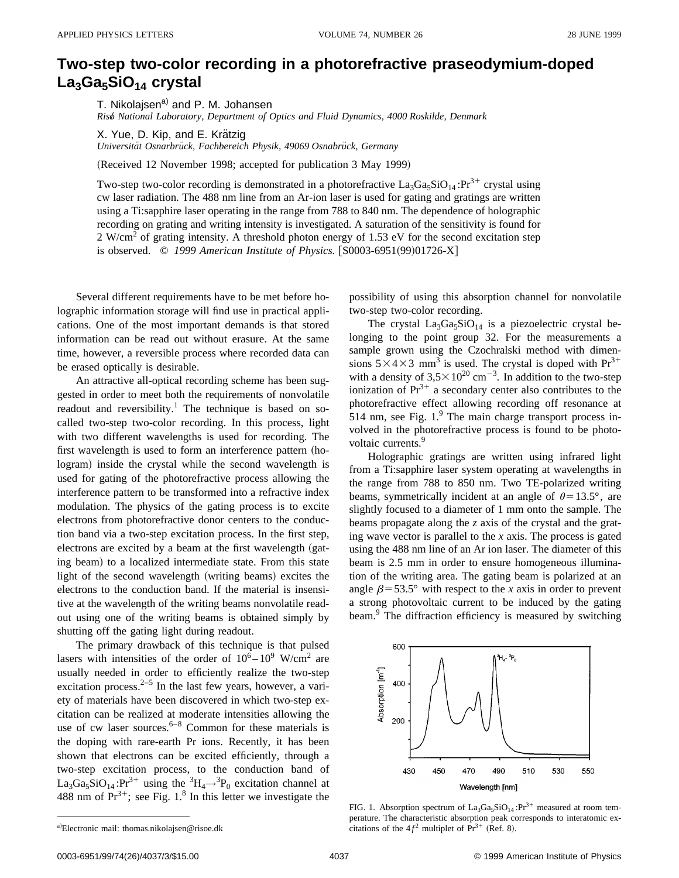# Two-step two-color recording in a photorefractive praseodymium-doped $La_3Ga_5SiO_{14}$ crystal

T. Nikolajsen[a] and P. M. Johansen
*Risø National Laboratory, Department of Optics and Fluid Dynamics, 4000 Roskilde, Denmark*

X. Yue, D. Kip, and E. Krätzig
*Universität Osnarbrück, Fachbereich Physik, 49069 Osnabrück, Germany*

(Received 12 November 1998; accepted for publication 3 May 1999)

Two-step two-color recording is demonstrated in a photorefractive $La_3Ga_5SiO_{14}:Pr^{3+}$ crystal using cw laser radiation. The 488 nm line from an Ar-ion laser is used for gating and gratings are written using a Ti:sapphire laser operating in the range from 788 to 840 nm. The dependence of holographic recording on grating and writing intensity is investigated. A saturation of the sensitivity is found for 2 W/cm$^2$ of grating intensity. A threshold photon energy of 1.53 eV for the second excitation step is observed. © *1999 American Institute of Physics.* [S0003-6951(99)01726-X]

Several different requirements have to be met before holographic information storage will find use in practical applications. One of the most important demands is that stored information can be read out without erasure. At the same time, however, a reversible process where recorded data can be erased optically is desirable.

An attractive all-optical recording scheme has been suggested in order to meet both the requirements of nonvolatile readout and reversibility.[1] The technique is based on so-called two-step two-color recording. In this process, light with two different wavelengths is used for recording. The first wavelength is used to form an interference pattern (hologram) inside the crystal while the second wavelength is used for gating of the photorefractive process allowing the interference pattern to be transformed into a refractive index modulation. The physics of the gating process is to excite electrons from photorefractive donor centers to the conduction band via a two-step excitation process. In the first step, electrons are excited by a beam at the first wavelength (gating beam) to a localized intermediate state. From this state light of the second wavelength (writing beams) excites the electrons to the conduction band. If the material is insensitive at the wavelength of the writing beams nonvolatile readout using one of the writing beams is obtained simply by shutting off the gating light during readout.

The primary drawback of this technique is that pulsed lasers with intensities of the order of $10^6$–$10^9$ W/cm$^2$ are usually needed in order to efficiently realize the two-step excitation process.[2–5] In the last few years, however, a variety of materials have been discovered in which two-step excitation can be realized at moderate intensities allowing the use of cw laser sources.[6–8] Common for these materials is the doping with rare-earth Pr ions. Recently, it has been shown that electrons can be excited efficiently, through a two-step excitation process, to the conduction band of $La_3Ga_5SiO_{14}:Pr^{3+}$ using the ${}^3H_4 \rightarrow {}^3P_0$ excitation channel at 488 nm of $Pr^{3+}$; see Fig. 1.[8] In this letter we investigate the possibility of using this absorption channel for nonvolatile two-step two-color recording.

The crystal $La_3Ga_5SiO_{14}$ is a piezoelectric crystal belonging to the point group 32. For the measurements a sample grown using the Czochralski method with dimensions $5\times4\times3$ mm$^3$ is used. The crystal is doped with $Pr^{3+}$ with a density of $3{,}5\times10^{20}$ cm$^{-3}$. In addition to the two-step ionization of $Pr^{3+}$ a secondary center also contributes to the photorefractive effect allowing recording off resonance at 514 nm, see Fig. 1.[9] The main charge transport process involved in the photorefractive process is found to be photovoltaic currents.[9]

Holographic gratings are written using infrared light from a Ti:sapphire laser system operating at wavelengths in the range from 788 to 850 nm. Two TE-polarized writing beams, symmetrically incident at an angle of $\theta=13.5°$, are slightly focused to a diameter of 1 mm onto the sample. The beams propagate along the $z$ axis of the crystal and the grating wave vector is parallel to the $x$ axis. The process is gated using the 488 nm line of an Ar ion laser. The diameter of this beam is 2.5 mm in order to ensure homogeneous illumination of the writing area. The gating beam is polarized at an angle $\beta=53.5°$ with respect to the $x$ axis in order to prevent a strong photovoltaic current to be induced by the gating beam.[9] The diffraction efficiency is measured by switching

FIG. 1. Absorption spectrum of $La_3Ga_5SiO_{14}:Pr^{3+}$ measured at room temperature. The characteristic absorption peak corresponds to interatomic excitations of the $4f^2$ multiplet of $Pr^{3+}$ (Ref. 8).

[a] Electronic mail: thomas.nikolajsen@risoe.dk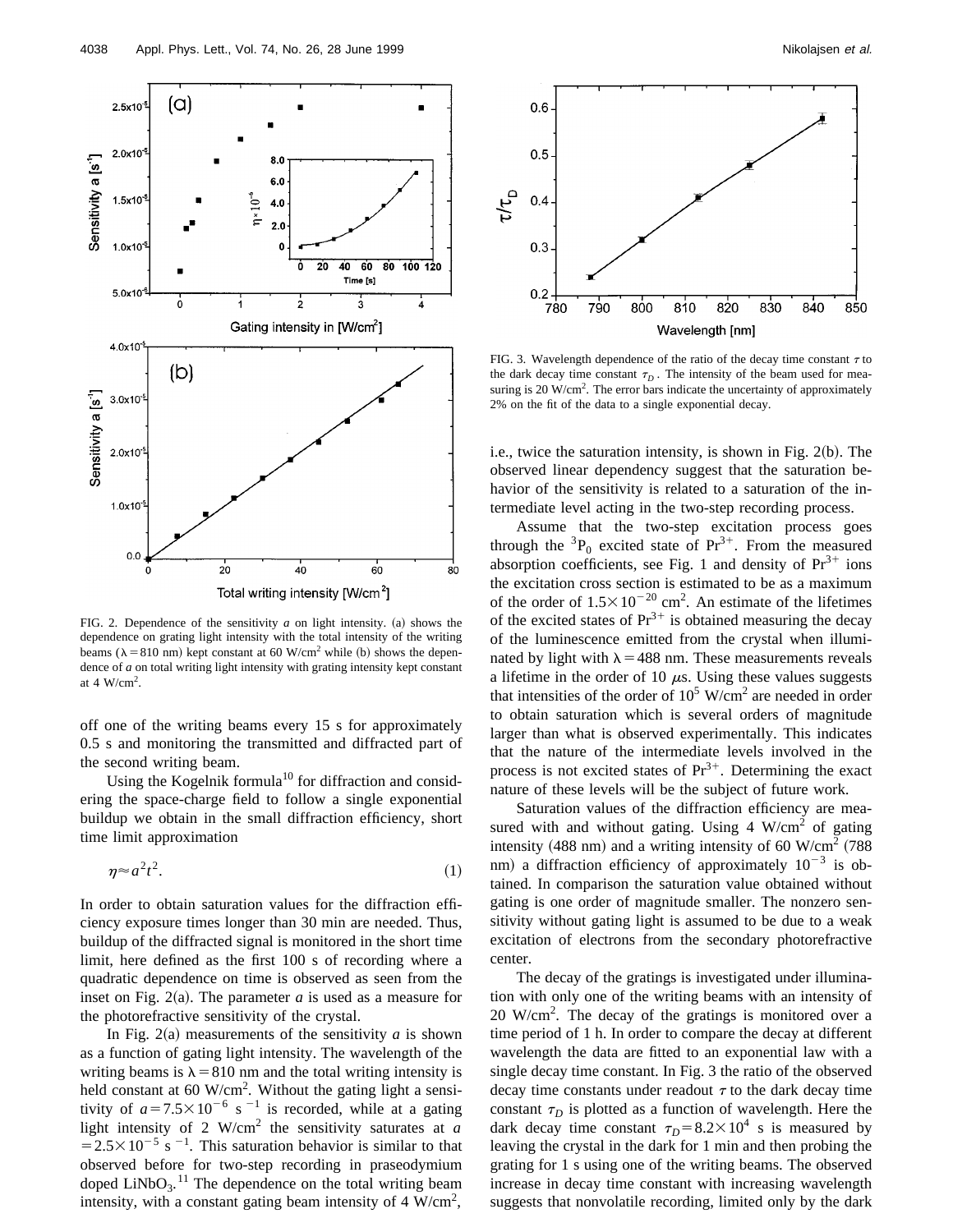FIG. 2. Dependence of the sensitivity $a$ on light intensity. (a) shows the dependence on grating light intensity with the total intensity of the writing beams ($\lambda = 810$ nm) kept constant at 60 W/cm$^2$ while (b) shows the dependence of $a$ on total writing light intensity with grating intensity kept constant at 4 W/cm$^2$.

off one of the writing beams every 15 s for approximately 0.5 s and monitoring the transmitted and diffracted part of the second writing beam.

Using the Kogelnik formula[10] for diffraction and considering the space-charge field to follow a single exponential buildup we obtain in the small diffraction efficiency, short time limit approximation

$$\eta \approx a^2 t^2. \tag{1}$$

In order to obtain saturation values for the diffraction efficiency exposure times longer than 30 min are needed. Thus, buildup of the diffracted signal is monitored in the short time limit, here defined as the first 100 s of recording where a quadratic dependence on time is observed as seen from the inset on Fig. 2(a). The parameter $a$ is used as a measure for the photorefractive sensitivity of the crystal.

In Fig. 2(a) measurements of the sensitivity $a$ is shown as a function of gating light intensity. The wavelength of the writing beams is $\lambda = 810$ nm and the total writing intensity is held constant at 60 W/cm$^2$. Without the gating light a sensitivity of $a = 7.5\times10^{-6}$ s$^{-1}$ is recorded, while at a gating light intensity of 2 W/cm$^2$ the sensitivity saturates at $a = 2.5\times10^{-5}$ s$^{-1}$. This saturation behavior is similar to that observed before for two-step recording in praseodymium doped $LiNbO_3$.[11] The dependence on the total writing beam intensity, with a constant gating beam intensity of 4 W/cm$^2$, i.e., twice the saturation intensity, is shown in Fig. 2(b). The observed linear dependency suggest that the saturation behavior of the sensitivity is related to a saturation of the intermediate level acting in the two-step recording process.

Assume that the two-step excitation process goes through the $^3P_0$ excited state of $Pr^{3+}$. From the measured absorption coefficients, see Fig. 1 and density of $Pr^{3+}$ ions the excitation cross section is estimated to be as a maximum of the order of $1.5\times10^{-20}$ cm$^2$. An estimate of the lifetimes of the excited states of $Pr^{3+}$ is obtained measuring the decay of the luminescence emitted from the crystal when illuminated by light with $\lambda = 488$ nm. These measurements reveals a lifetime in the order of 10 $\mu$s. Using these values suggests that intensities of the order of $10^5$ W/cm$^2$ are needed in order to obtain saturation which is several orders of magnitude larger than what is observed experimentally. This indicates that the nature of the intermediate levels involved in the process is not excited states of $Pr^{3+}$. Determining the exact nature of these levels will be the subject of future work.

Saturation values of the diffraction efficiency are measured with and without gating. Using 4 W/cm$^2$ of gating intensity (488 nm) and a writing intensity of 60 W/cm$^2$ (788 nm) a diffraction efficiency of approximately $10^{-3}$ is obtained. In comparison the saturation value obtained without gating is one order of magnitude smaller. The nonzero sensitivity without gating light is assumed to be due to a weak excitation of electrons from the secondary photorefractive center.

The decay of the gratings is investigated under illumination with only one of the writing beams with an intensity of 20 W/cm$^2$. The decay of the gratings is monitored over a time period of 1 h. In order to compare the decay at different wavelength the data are fitted to an exponential law with a single decay time constant. In Fig. 3 the ratio of the observed decay time constants under readout $\tau$ to the dark decay time constant $\tau_D$ is plotted as a function of wavelength. Here the dark decay time constant $\tau_D = 8.2\times10^4$ s is measured by leaving the crystal in the dark for 1 min and then probing the grating for 1 s using one of the writing beams. The observed increase in decay time constant with increasing wavelength suggests that nonvolatile recording, limited only by the dark

FIG. 3. Wavelength dependence of the ratio of the decay time constant $\tau$ to the dark decay time constant $\tau_D$. The intensity of the beam used for measuring is 20 W/cm$^2$. The error bars indicate the uncertainty of approximately 2% on the fit of the data to a single exponential decay.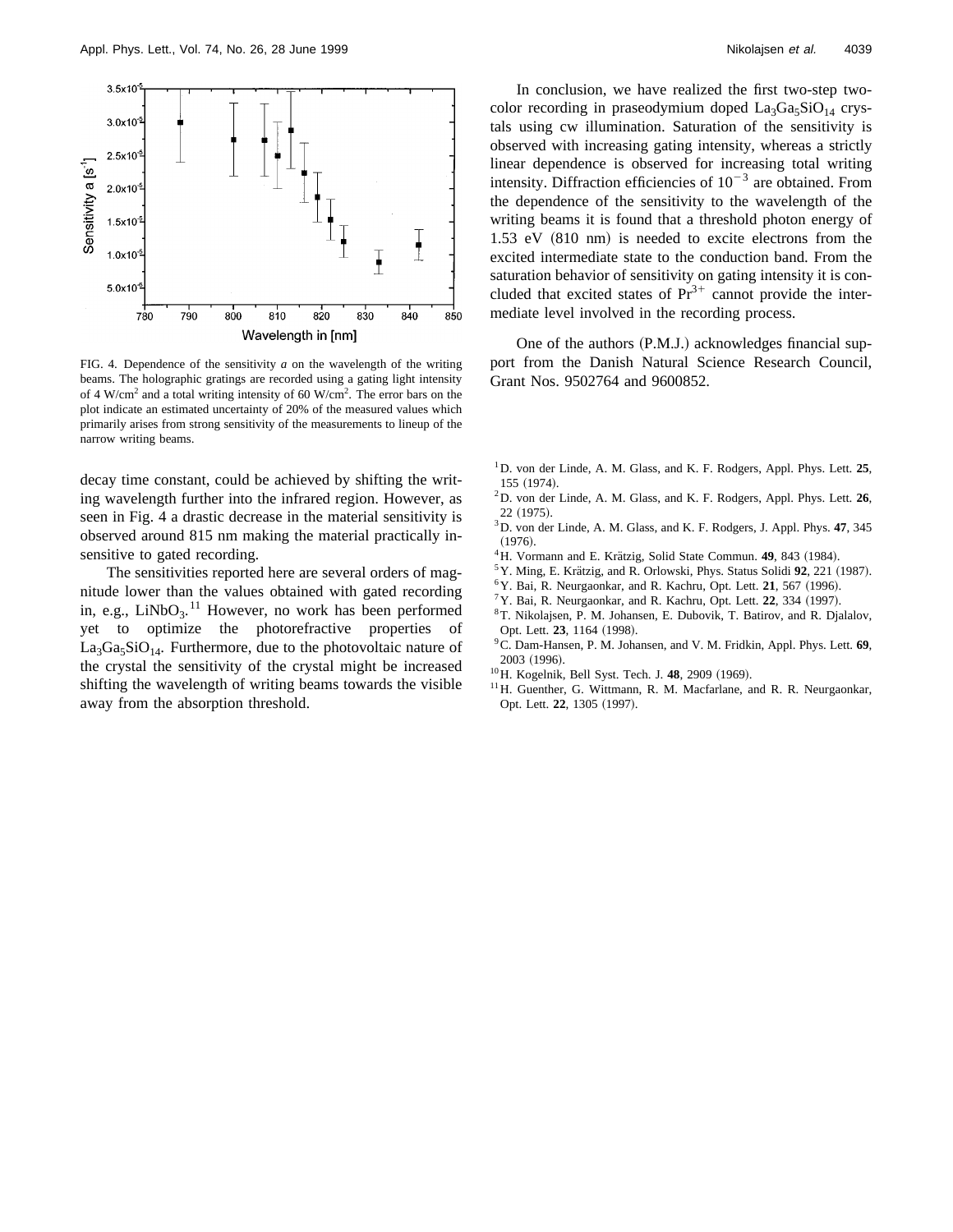3.5x10$^{-5}$
3.0x10$^{-5}$
2.5x10$^{-5}$
2.0x10$^{-5}$
1.5x10$^{-5}$
1.0x10$^{-5}$
5.0x10$^{-6}$

Sensitivity a [s$^{-1}$]

780 790 800 810 820 830 840 850

Wavelength in [nm]

FIG. 4. Dependence of the sensitivity $a$ on the wavelength of the writing beams. The holographic gratings are recorded using a gating light intensity of 4 W/cm$^2$ and a total writing intensity of 60 W/cm$^2$. The error bars on the plot indicate an estimated uncertainty of 20% of the measured values which primarily arises from strong sensitivity of the measurements to lineup of the narrow writing beams.

decay time constant, could be achieved by shifting the writing wavelength further into the infrared region. However, as seen in Fig. 4 a drastic decrease in the material sensitivity is observed around 815 nm making the material practically insensitive to gated recording.

The sensitivities reported here are several orders of magnitude lower than the values obtained with gated recording in, e.g., $LiNbO_3$.[11] However, no work has been performed yet to optimize the photorefractive properties of $La_3Ga_5SiO_{14}$. Furthermore, due to the photovoltaic nature of the crystal the sensitivity of the crystal might be increased shifting the wavelength of writing beams towards the visible away from the absorption threshold.

In conclusion, we have realized the first two-step two-color recording in praseodymium doped $La_3Ga_5SiO_{14}$ crystals using cw illumination. Saturation of the sensitivity is observed with increasing gating intensity, whereas a strictly linear dependence is observed for increasing total writing intensity. Diffraction efficiencies of $10^{-3}$ are obtained. From the dependence of the sensitivity to the wavelength of the writing beams it is found that a threshold photon energy of 1.53 eV (810 nm) is needed to excite electrons from the excited intermediate state to the conduction band. From the saturation behavior of sensitivity on gating intensity it is concluded that excited states of $Pr^{3+}$ cannot provide the intermediate level involved in the recording process.

One of the authors (P.M.J.) acknowledges financial support from the Danish Natural Science Research Council, Grant Nos. 9502764 and 9600852.

[1] D. von der Linde, A. M. Glass, and K. F. Rodgers, Appl. Phys. Lett. **25**, 155 (1974).
[2] D. von der Linde, A. M. Glass, and K. F. Rodgers, Appl. Phys. Lett. **26**, 22 (1975).
[3] D. von der Linde, A. M. Glass, and K. F. Rodgers, J. Appl. Phys. **47**, 345 (1976).
[4] H. Vormann and E. Krätzig, Solid State Commun. **49**, 843 (1984).
[5] Y. Ming, E. Krätzig, and R. Orlowski, Phys. Status Solidi **92**, 221 (1987).
[6] Y. Bai, R. Neurgaonkar, and R. Kachru, Opt. Lett. **21**, 567 (1996).
[7] Y. Bai, R. Neurgaonkar, and R. Kachru, Opt. Lett. **22**, 334 (1997).
[8] T. Nikolajsen, P. M. Johansen, E. Dubovik, T. Batirov, and R. Djalalov, Opt. Lett. **23**, 1164 (1998).
[9] C. Dam-Hansen, P. M. Johansen, and V. M. Fridkin, Appl. Phys. Lett. **69**, 2003 (1996).
[10] H. Kogelnik, Bell Syst. Tech. J. **48**, 2909 (1969).
[11] H. Guenther, G. Wittmann, R. M. Macfarlane, and R. R. Neurgaonkar, Opt. Lett. **22**, 1305 (1997).